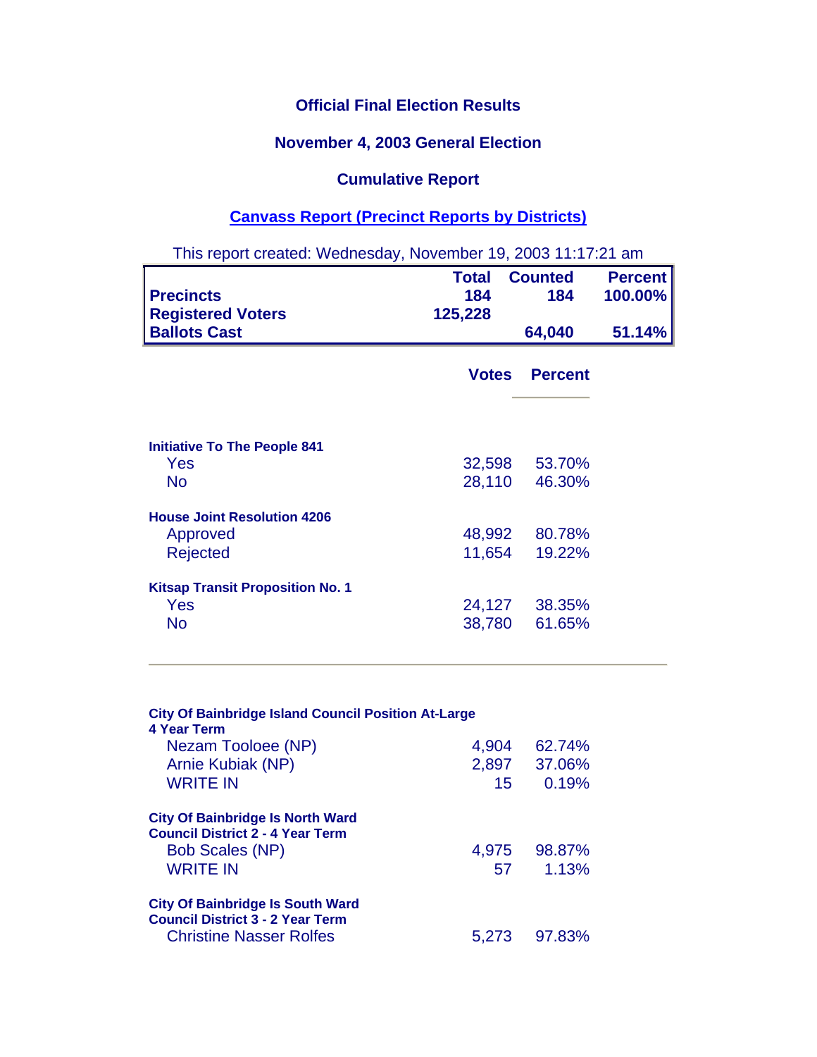# Official Final Election Results

## November 4, 2003 General Election

## Cumulative Report

## [Canvass Report (Precinct Reports by Districts)]

This report created: Wednesday, November 19, 2003 11:17:21 am

| | Total | Counted | Percent |
|---|---|---|---|
| **Precincts** | 184 | 184 | 100.00% |
| **Registered Voters** | 125,228 | | |
| **Ballots Cast** | | 64,040 | 51.14% |

| | Votes | Percent |
|---|---|---|
| **Initiative To The People 841** | | |
| Yes | 32,598 | 53.70% |
| No | 28,110 | 46.30% |
| **House Joint Resolution 4206** | | |
| Approved | 48,992 | 80.78% |
| Rejected | 11,654 | 19.22% |
| **Kitsap Transit Proposition No. 1** | | |
| Yes | 24,127 | 38.35% |
| No | 38,780 | 61.65% |

---

| | Votes | Percent |
|---|---|---|
| **City Of Bainbridge Island Council Position At-Large 4 Year Term** | | |
| Nezam Tooloee (NP) | 4,904 | 62.74% |
| Arnie Kubiak (NP) | 2,897 | 37.06% |
| WRITE IN | 15 | 0.19% |
| **City Of Bainbridge Is North Ward Council District 2 - 4 Year Term** | | |
| Bob Scales (NP) | 4,975 | 98.87% |
| WRITE IN | 57 | 1.13% |
| **City Of Bainbridge Is South Ward Council District 3 - 2 Year Term** | | |
| Christine Nasser Rolfes | 5,273 | 97.83% |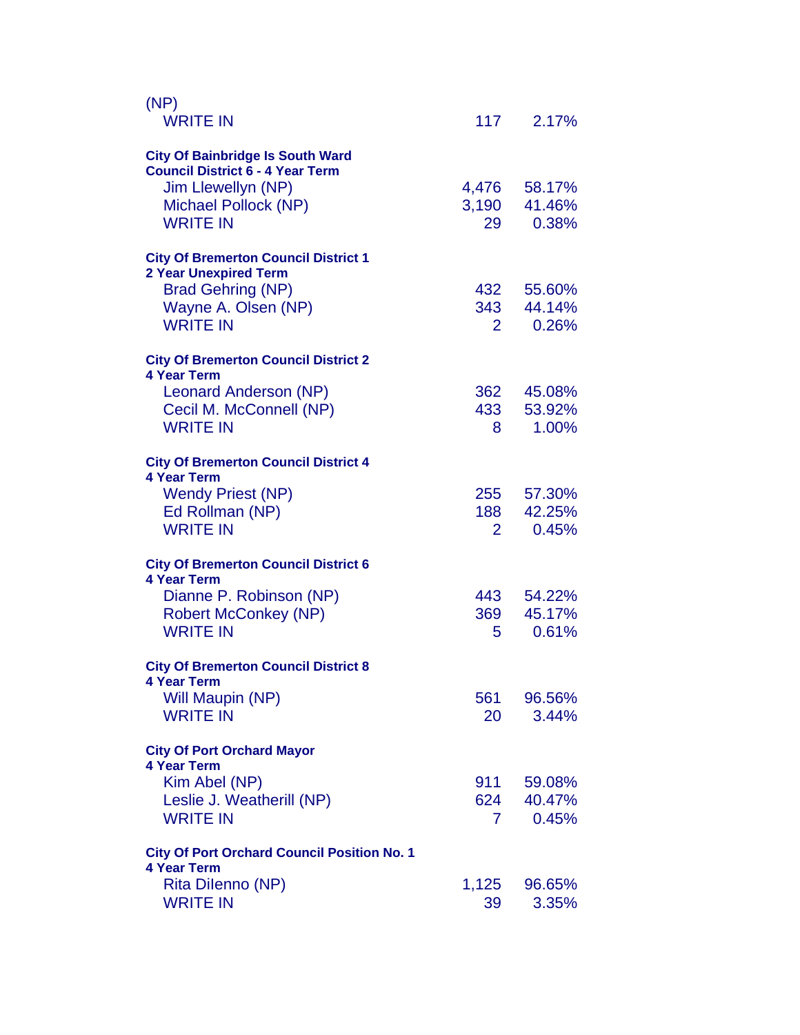(NP)

| | | |
|---|---|---|
| WRITE IN | 117 | 2.17% |

**City Of Bainbridge Is South Ward Council District 6 - 4 Year Term**

| | | |
|---|---|---|
| Jim Llewellyn (NP) | 4,476 | 58.17% |
| Michael Pollock (NP) | 3,190 | 41.46% |
| WRITE IN | 29 | 0.38% |

**City Of Bremerton Council District 1 2 Year Unexpired Term**

| | | |
|---|---|---|
| Brad Gehring (NP) | 432 | 55.60% |
| Wayne A. Olsen (NP) | 343 | 44.14% |
| WRITE IN | 2 | 0.26% |

**City Of Bremerton Council District 2 4 Year Term**

| | | |
|---|---|---|
| Leonard Anderson (NP) | 362 | 45.08% |
| Cecil M. McConnell (NP) | 433 | 53.92% |
| WRITE IN | 8 | 1.00% |

**City Of Bremerton Council District 4 4 Year Term**

| | | |
|---|---|---|
| Wendy Priest (NP) | 255 | 57.30% |
| Ed Rollman (NP) | 188 | 42.25% |
| WRITE IN | 2 | 0.45% |

**City Of Bremerton Council District 6 4 Year Term**

| | | |
|---|---|---|
| Dianne P. Robinson (NP) | 443 | 54.22% |
| Robert McConkey (NP) | 369 | 45.17% |
| WRITE IN | 5 | 0.61% |

**City Of Bremerton Council District 8 4 Year Term**

| | | |
|---|---|---|
| Will Maupin (NP) | 561 | 96.56% |
| WRITE IN | 20 | 3.44% |

**City Of Port Orchard Mayor 4 Year Term**

| | | |
|---|---|---|
| Kim Abel (NP) | 911 | 59.08% |
| Leslie J. Weatherill (NP) | 624 | 40.47% |
| WRITE IN | 7 | 0.45% |

**City Of Port Orchard Council Position No. 1 4 Year Term**

| | | |
|---|---|---|
| Rita DiIenno (NP) | 1,125 | 96.65% |
| WRITE IN | 39 | 3.35% |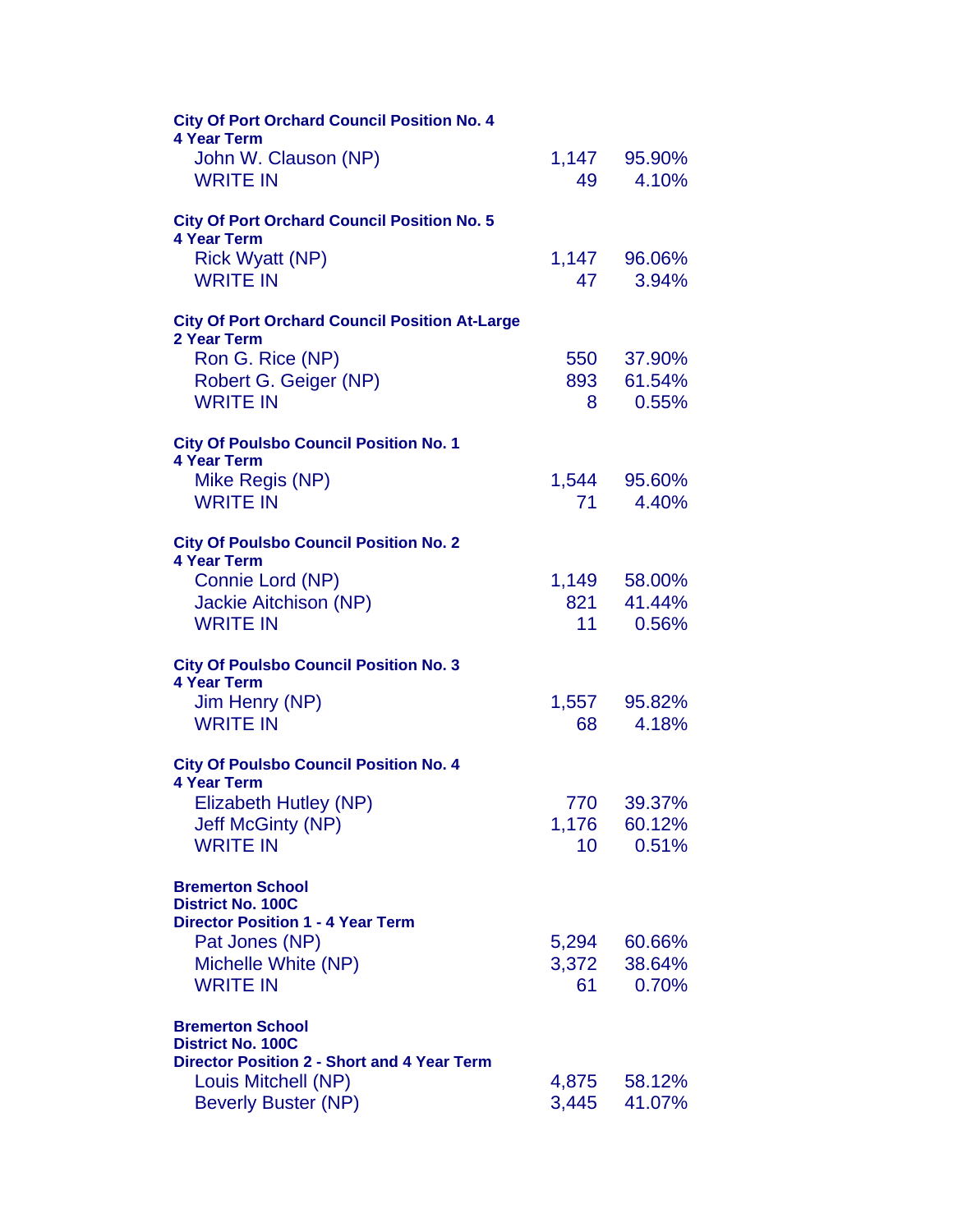**City Of Port Orchard Council Position No. 4**
**4 Year Term**

| | | |
|---|---|---|
| John W. Clauson (NP) | 1,147 | 95.90% |
| WRITE IN | 49 | 4.10% |

**City Of Port Orchard Council Position No. 5**
**4 Year Term**

| | | |
|---|---|---|
| Rick Wyatt (NP) | 1,147 | 96.06% |
| WRITE IN | 47 | 3.94% |

**City Of Port Orchard Council Position At-Large**
**2 Year Term**

| | | |
|---|---|---|
| Ron G. Rice (NP) | 550 | 37.90% |
| Robert G. Geiger (NP) | 893 | 61.54% |
| WRITE IN | 8 | 0.55% |

**City Of Poulsbo Council Position No. 1**
**4 Year Term**

| | | |
|---|---|---|
| Mike Regis (NP) | 1,544 | 95.60% |
| WRITE IN | 71 | 4.40% |

**City Of Poulsbo Council Position No. 2**
**4 Year Term**

| | | |
|---|---|---|
| Connie Lord (NP) | 1,149 | 58.00% |
| Jackie Aitchison (NP) | 821 | 41.44% |
| WRITE IN | 11 | 0.56% |

**City Of Poulsbo Council Position No. 3**
**4 Year Term**

| | | |
|---|---|---|
| Jim Henry (NP) | 1,557 | 95.82% |
| WRITE IN | 68 | 4.18% |

**City Of Poulsbo Council Position No. 4**
**4 Year Term**

| | | |
|---|---|---|
| Elizabeth Hutley (NP) | 770 | 39.37% |
| Jeff McGinty (NP) | 1,176 | 60.12% |
| WRITE IN | 10 | 0.51% |

**Bremerton School**
**District No. 100C**
**Director Position 1 - 4 Year Term**

| | | |
|---|---|---|
| Pat Jones (NP) | 5,294 | 60.66% |
| Michelle White (NP) | 3,372 | 38.64% |
| WRITE IN | 61 | 0.70% |

**Bremerton School**
**District No. 100C**
**Director Position 2 - Short and 4 Year Term**

| | | |
|---|---|---|
| Louis Mitchell (NP) | 4,875 | 58.12% |
| Beverly Buster (NP) | 3,445 | 41.07% |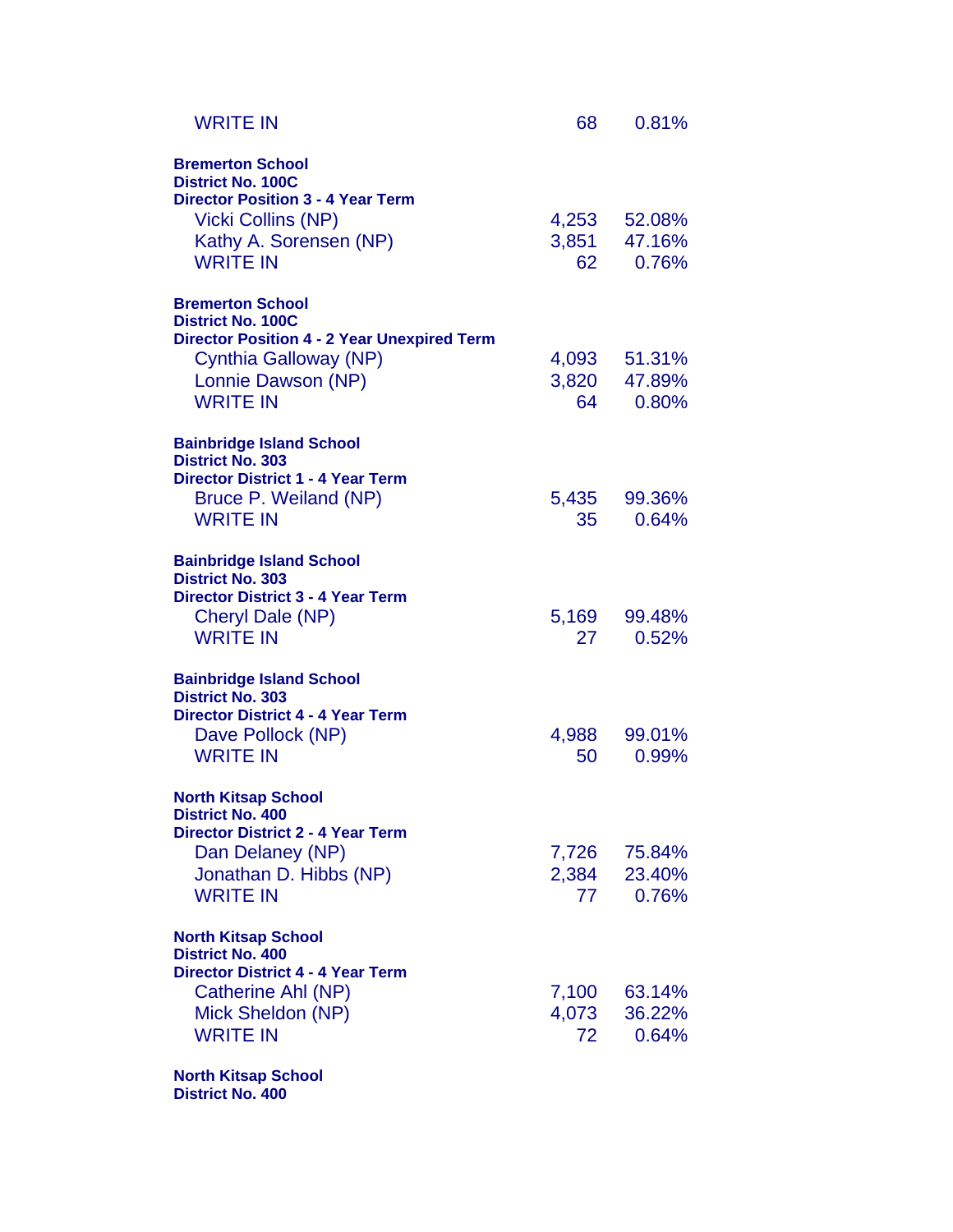| | | |
|---|---|---|
| WRITE IN | 68 | 0.81% |

**Bremerton School District No. 100C**
**Director Position 3 - 4 Year Term**

| | | |
|---|---|---|
| Vicki Collins (NP) | 4,253 | 52.08% |
| Kathy A. Sorensen (NP) | 3,851 | 47.16% |
| WRITE IN | 62 | 0.76% |

**Bremerton School District No. 100C**
**Director Position 4 - 2 Year Unexpired Term**

| | | |
|---|---|---|
| Cynthia Galloway (NP) | 4,093 | 51.31% |
| Lonnie Dawson (NP) | 3,820 | 47.89% |
| WRITE IN | 64 | 0.80% |

**Bainbridge Island School District No. 303**
**Director District 1 - 4 Year Term**

| | | |
|---|---|---|
| Bruce P. Weiland (NP) | 5,435 | 99.36% |
| WRITE IN | 35 | 0.64% |

**Bainbridge Island School District No. 303**
**Director District 3 - 4 Year Term**

| | | |
|---|---|---|
| Cheryl Dale (NP) | 5,169 | 99.48% |
| WRITE IN | 27 | 0.52% |

**Bainbridge Island School District No. 303**
**Director District 4 - 4 Year Term**

| | | |
|---|---|---|
| Dave Pollock (NP) | 4,988 | 99.01% |
| WRITE IN | 50 | 0.99% |

**North Kitsap School District No. 400**
**Director District 2 - 4 Year Term**

| | | |
|---|---|---|
| Dan Delaney (NP) | 7,726 | 75.84% |
| Jonathan D. Hibbs (NP) | 2,384 | 23.40% |
| WRITE IN | 77 | 0.76% |

**North Kitsap School District No. 400**
**Director District 4 - 4 Year Term**

| | | |
|---|---|---|
| Catherine Ahl (NP) | 7,100 | 63.14% |
| Mick Sheldon (NP) | 4,073 | 36.22% |
| WRITE IN | 72 | 0.64% |

**North Kitsap School District No. 400**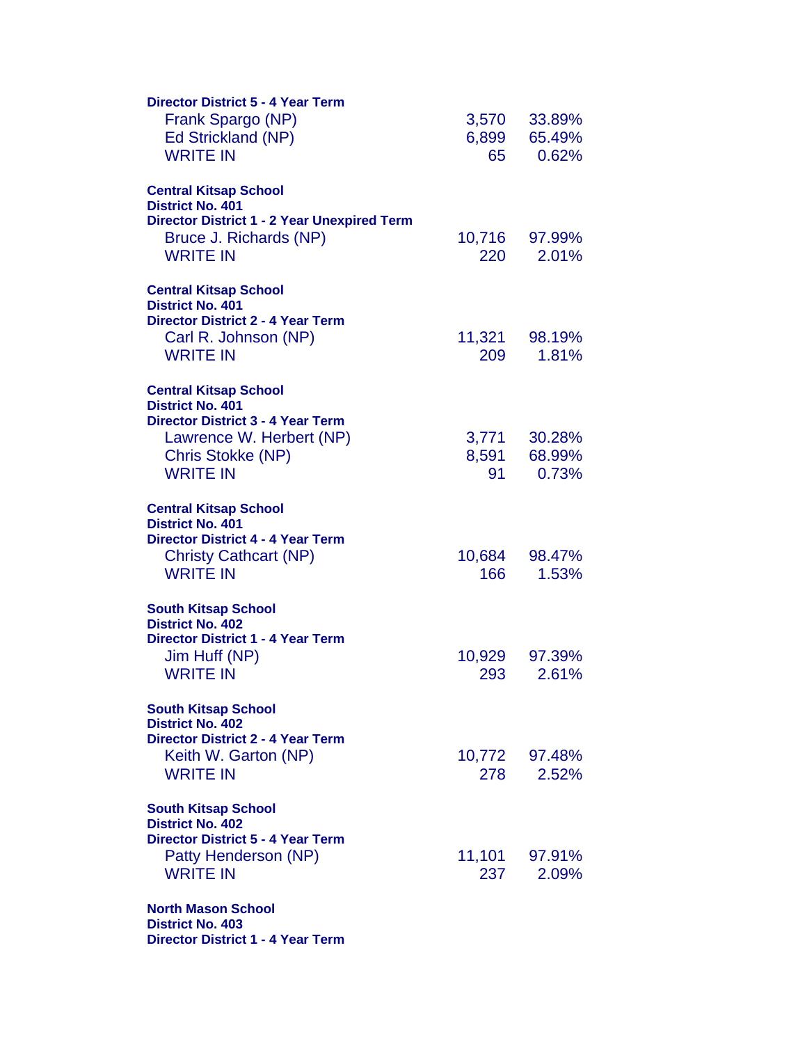**Director District 5 - 4 Year Term**

| | | |
|---|---|---|
| Frank Spargo (NP) | 3,570 | 33.89% |
| Ed Strickland (NP) | 6,899 | 65.49% |
| WRITE IN | 65 | 0.62% |

**Central Kitsap School District No. 401**
**Director District 1 - 2 Year Unexpired Term**

| | | |
|---|---|---|
| Bruce J. Richards (NP) | 10,716 | 97.99% |
| WRITE IN | 220 | 2.01% |

**Central Kitsap School District No. 401**
**Director District 2 - 4 Year Term**

| | | |
|---|---|---|
| Carl R. Johnson (NP) | 11,321 | 98.19% |
| WRITE IN | 209 | 1.81% |

**Central Kitsap School District No. 401**
**Director District 3 - 4 Year Term**

| | | |
|---|---|---|
| Lawrence W. Herbert (NP) | 3,771 | 30.28% |
| Chris Stokke (NP) | 8,591 | 68.99% |
| WRITE IN | 91 | 0.73% |

**Central Kitsap School District No. 401**
**Director District 4 - 4 Year Term**

| | | |
|---|---|---|
| Christy Cathcart (NP) | 10,684 | 98.47% |
| WRITE IN | 166 | 1.53% |

**South Kitsap School District No. 402**
**Director District 1 - 4 Year Term**

| | | |
|---|---|---|
| Jim Huff (NP) | 10,929 | 97.39% |
| WRITE IN | 293 | 2.61% |

**South Kitsap School District No. 402**
**Director District 2 - 4 Year Term**

| | | |
|---|---|---|
| Keith W. Garton (NP) | 10,772 | 97.48% |
| WRITE IN | 278 | 2.52% |

**South Kitsap School District No. 402**
**Director District 5 - 4 Year Term**

| | | |
|---|---|---|
| Patty Henderson (NP) | 11,101 | 97.91% |
| WRITE IN | 237 | 2.09% |

**North Mason School District No. 403**
**Director District 1 - 4 Year Term**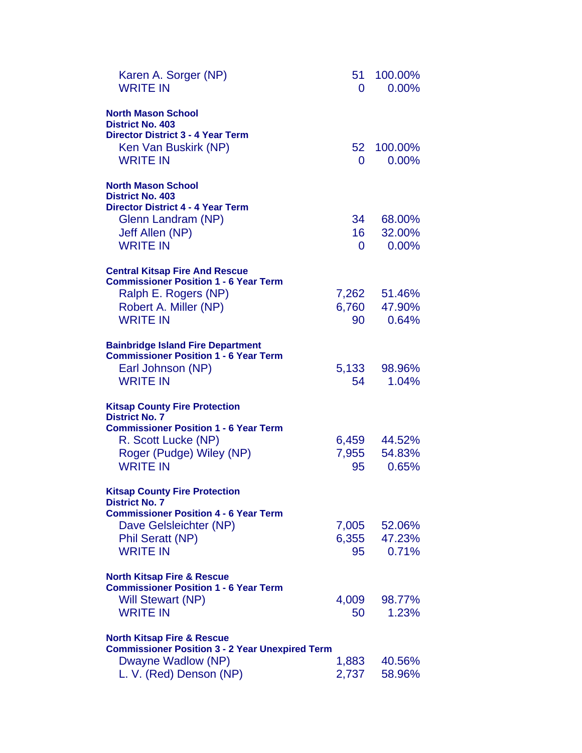| | | |
|---|---|---|
| Karen A. Sorger (NP) | 51 | 100.00% |
| WRITE IN | 0 | 0.00% |

**North Mason School District No. 403**
**Director District 3 - 4 Year Term**

| | | |
|---|---|---|
| Ken Van Buskirk (NP) | 52 | 100.00% |
| WRITE IN | 0 | 0.00% |

**North Mason School District No. 403**
**Director District 4 - 4 Year Term**

| | | |
|---|---|---|
| Glenn Landram (NP) | 34 | 68.00% |
| Jeff Allen (NP) | 16 | 32.00% |
| WRITE IN | 0 | 0.00% |

**Central Kitsap Fire And Rescue**
**Commissioner Position 1 - 6 Year Term**

| | | |
|---|---|---|
| Ralph E. Rogers (NP) | 7,262 | 51.46% |
| Robert A. Miller (NP) | 6,760 | 47.90% |
| WRITE IN | 90 | 0.64% |

**Bainbridge Island Fire Department**
**Commissioner Position 1 - 6 Year Term**

| | | |
|---|---|---|
| Earl Johnson (NP) | 5,133 | 98.96% |
| WRITE IN | 54 | 1.04% |

**Kitsap County Fire Protection District No. 7**
**Commissioner Position 1 - 6 Year Term**

| | | |
|---|---|---|
| R. Scott Lucke (NP) | 6,459 | 44.52% |
| Roger (Pudge) Wiley (NP) | 7,955 | 54.83% |
| WRITE IN | 95 | 0.65% |

**Kitsap County Fire Protection District No. 7**
**Commissioner Position 4 - 6 Year Term**

| | | |
|---|---|---|
| Dave Gelsleichter (NP) | 7,005 | 52.06% |
| Phil Seratt (NP) | 6,355 | 47.23% |
| WRITE IN | 95 | 0.71% |

**North Kitsap Fire & Rescue**
**Commissioner Position 1 - 6 Year Term**

| | | |
|---|---|---|
| Will Stewart (NP) | 4,009 | 98.77% |
| WRITE IN | 50 | 1.23% |

**North Kitsap Fire & Rescue**
**Commissioner Position 3 - 2 Year Unexpired Term**

| | | |
|---|---|---|
| Dwayne Wadlow (NP) | 1,883 | 40.56% |
| L. V. (Red) Denson (NP) | 2,737 | 58.96% |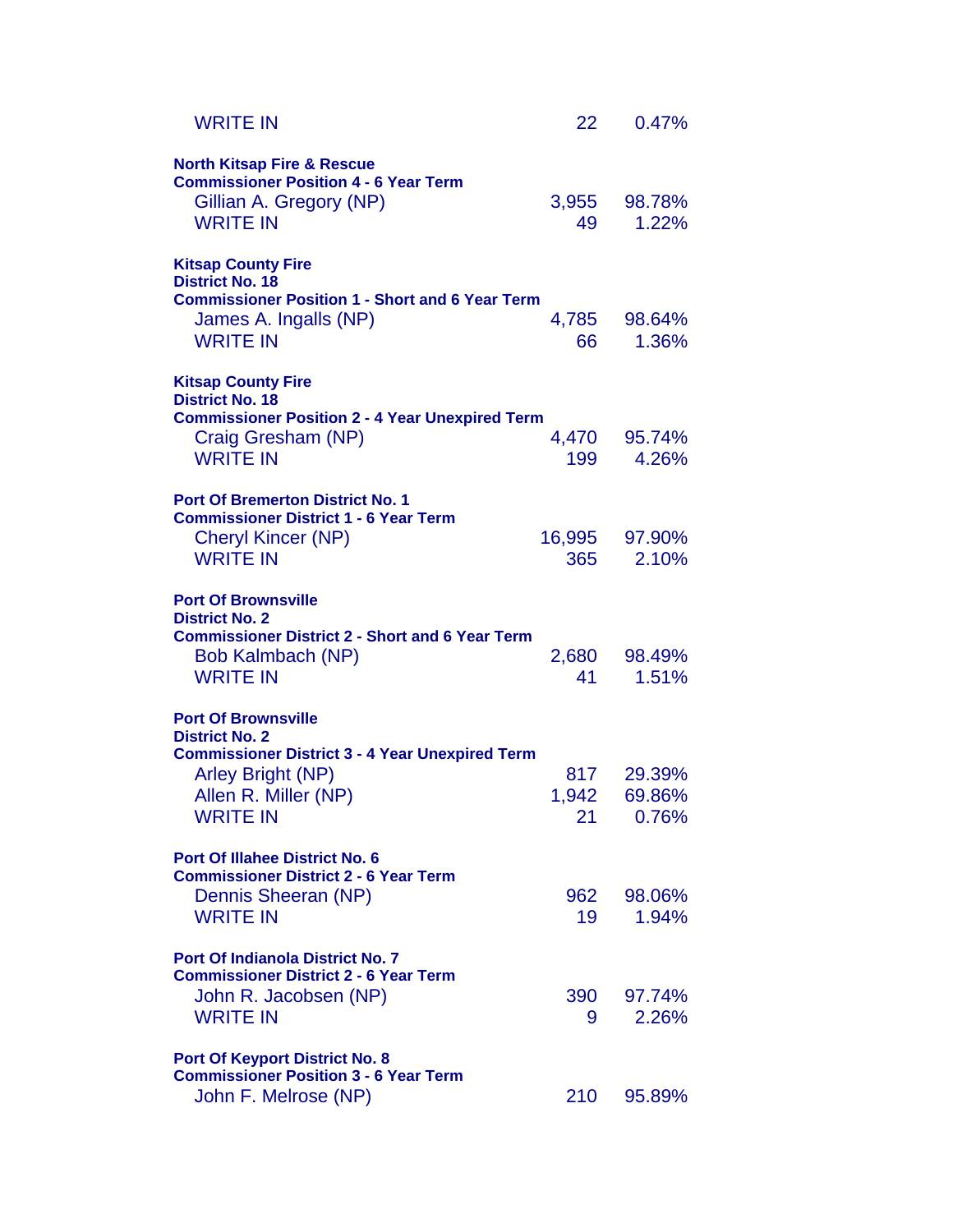| | | |
|---|---|---|
| WRITE IN | 22 | 0.47% |

**North Kitsap Fire & Rescue**
**Commissioner Position 4 - 6 Year Term**

| | | |
|---|---|---|
| Gillian A. Gregory (NP) | 3,955 | 98.78% |
| WRITE IN | 49 | 1.22% |

**Kitsap County Fire**
**District No. 18**
**Commissioner Position 1 - Short and 6 Year Term**

| | | |
|---|---|---|
| James A. Ingalls (NP) | 4,785 | 98.64% |
| WRITE IN | 66 | 1.36% |

**Kitsap County Fire**
**District No. 18**
**Commissioner Position 2 - 4 Year Unexpired Term**

| | | |
|---|---|---|
| Craig Gresham (NP) | 4,470 | 95.74% |
| WRITE IN | 199 | 4.26% |

**Port Of Bremerton District No. 1**
**Commissioner District 1 - 6 Year Term**

| | | |
|---|---|---|
| Cheryl Kincer (NP) | 16,995 | 97.90% |
| WRITE IN | 365 | 2.10% |

**Port Of Brownsville**
**District No. 2**
**Commissioner District 2 - Short and 6 Year Term**

| | | |
|---|---|---|
| Bob Kalmbach (NP) | 2,680 | 98.49% |
| WRITE IN | 41 | 1.51% |

**Port Of Brownsville**
**District No. 2**
**Commissioner District 3 - 4 Year Unexpired Term**

| | | |
|---|---|---|
| Arley Bright (NP) | 817 | 29.39% |
| Allen R. Miller (NP) | 1,942 | 69.86% |
| WRITE IN | 21 | 0.76% |

**Port Of Illahee District No. 6**
**Commissioner District 2 - 6 Year Term**

| | | |
|---|---|---|
| Dennis Sheeran (NP) | 962 | 98.06% |
| WRITE IN | 19 | 1.94% |

**Port Of Indianola District No. 7**
**Commissioner District 2 - 6 Year Term**

| | | |
|---|---|---|
| John R. Jacobsen (NP) | 390 | 97.74% |
| WRITE IN | 9 | 2.26% |

**Port Of Keyport District No. 8**
**Commissioner Position 3 - 6 Year Term**

| | | |
|---|---|---|
| John F. Melrose (NP) | 210 | 95.89% |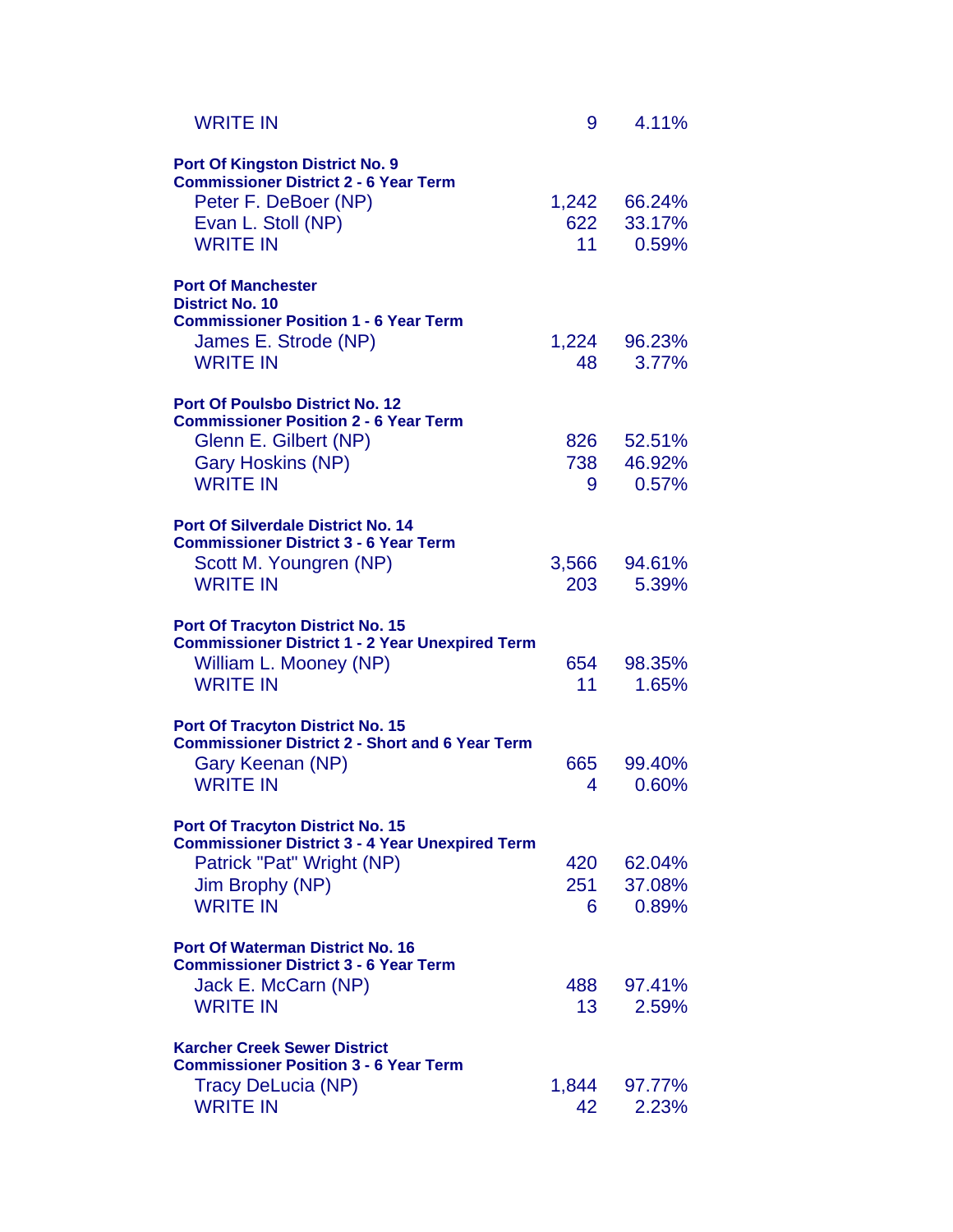| | | |
|---|---|---|
| WRITE IN | 9 | 4.11% |

**Port Of Kingston District No. 9**
**Commissioner District 2 - 6 Year Term**

| | | |
|---|---|---|
| Peter F. DeBoer (NP) | 1,242 | 66.24% |
| Evan L. Stoll (NP) | 622 | 33.17% |
| WRITE IN | 11 | 0.59% |

**Port Of Manchester**
**District No. 10**
**Commissioner Position 1 - 6 Year Term**

| | | |
|---|---|---|
| James E. Strode (NP) | 1,224 | 96.23% |
| WRITE IN | 48 | 3.77% |

**Port Of Poulsbo District No. 12**
**Commissioner Position 2 - 6 Year Term**

| | | |
|---|---|---|
| Glenn E. Gilbert (NP) | 826 | 52.51% |
| Gary Hoskins (NP) | 738 | 46.92% |
| WRITE IN | 9 | 0.57% |

**Port Of Silverdale District No. 14**
**Commissioner District 3 - 6 Year Term**

| | | |
|---|---|---|
| Scott M. Youngren (NP) | 3,566 | 94.61% |
| WRITE IN | 203 | 5.39% |

**Port Of Tracyton District No. 15**
**Commissioner District 1 - 2 Year Unexpired Term**

| | | |
|---|---|---|
| William L. Mooney (NP) | 654 | 98.35% |
| WRITE IN | 11 | 1.65% |

**Port Of Tracyton District No. 15**
**Commissioner District 2 - Short and 6 Year Term**

| | | |
|---|---|---|
| Gary Keenan (NP) | 665 | 99.40% |
| WRITE IN | 4 | 0.60% |

**Port Of Tracyton District No. 15**
**Commissioner District 3 - 4 Year Unexpired Term**

| | | |
|---|---|---|
| Patrick "Pat" Wright (NP) | 420 | 62.04% |
| Jim Brophy (NP) | 251 | 37.08% |
| WRITE IN | 6 | 0.89% |

**Port Of Waterman District No. 16**
**Commissioner District 3 - 6 Year Term**

| | | |
|---|---|---|
| Jack E. McCarn (NP) | 488 | 97.41% |
| WRITE IN | 13 | 2.59% |

**Karcher Creek Sewer District**
**Commissioner Position 3 - 6 Year Term**

| | | |
|---|---|---|
| Tracy DeLucia (NP) | 1,844 | 97.77% |
| WRITE IN | 42 | 2.23% |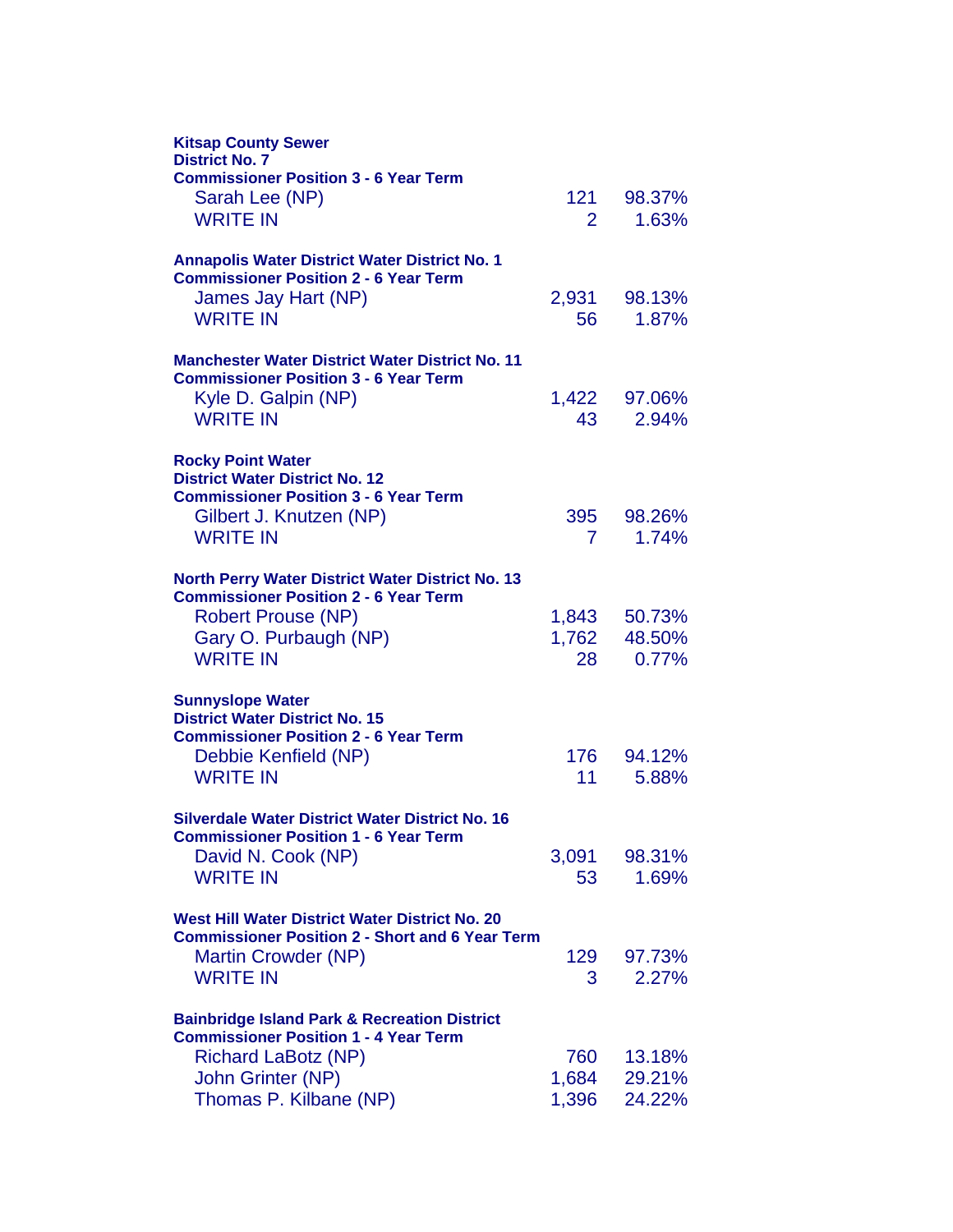**Kitsap County Sewer District No. 7**
**Commissioner Position 3 - 6 Year Term**

| | | |
|---|---|---|
| Sarah Lee (NP) | 121 | 98.37% |
| WRITE IN | 2 | 1.63% |

**Annapolis Water District Water District No. 1**
**Commissioner Position 2 - 6 Year Term**

| | | |
|---|---|---|
| James Jay Hart (NP) | 2,931 | 98.13% |
| WRITE IN | 56 | 1.87% |

**Manchester Water District Water District No. 11**
**Commissioner Position 3 - 6 Year Term**

| | | |
|---|---|---|
| Kyle D. Galpin (NP) | 1,422 | 97.06% |
| WRITE IN | 43 | 2.94% |

**Rocky Point Water District Water District No. 12**
**Commissioner Position 3 - 6 Year Term**

| | | |
|---|---|---|
| Gilbert J. Knutzen (NP) | 395 | 98.26% |
| WRITE IN | 7 | 1.74% |

**North Perry Water District Water District No. 13**
**Commissioner Position 2 - 6 Year Term**

| | | |
|---|---|---|
| Robert Prouse (NP) | 1,843 | 50.73% |
| Gary O. Purbaugh (NP) | 1,762 | 48.50% |
| WRITE IN | 28 | 0.77% |

**Sunnyslope Water District Water District No. 15**
**Commissioner Position 2 - 6 Year Term**

| | | |
|---|---|---|
| Debbie Kenfield (NP) | 176 | 94.12% |
| WRITE IN | 11 | 5.88% |

**Silverdale Water District Water District No. 16**
**Commissioner Position 1 - 6 Year Term**

| | | |
|---|---|---|
| David N. Cook (NP) | 3,091 | 98.31% |
| WRITE IN | 53 | 1.69% |

**West Hill Water District Water District No. 20**
**Commissioner Position 2 - Short and 6 Year Term**

| | | |
|---|---|---|
| Martin Crowder (NP) | 129 | 97.73% |
| WRITE IN | 3 | 2.27% |

**Bainbridge Island Park & Recreation District**
**Commissioner Position 1 - 4 Year Term**

| | | |
|---|---|---|
| Richard LaBotz (NP) | 760 | 13.18% |
| John Grinter (NP) | 1,684 | 29.21% |
| Thomas P. Kilbane (NP) | 1,396 | 24.22% |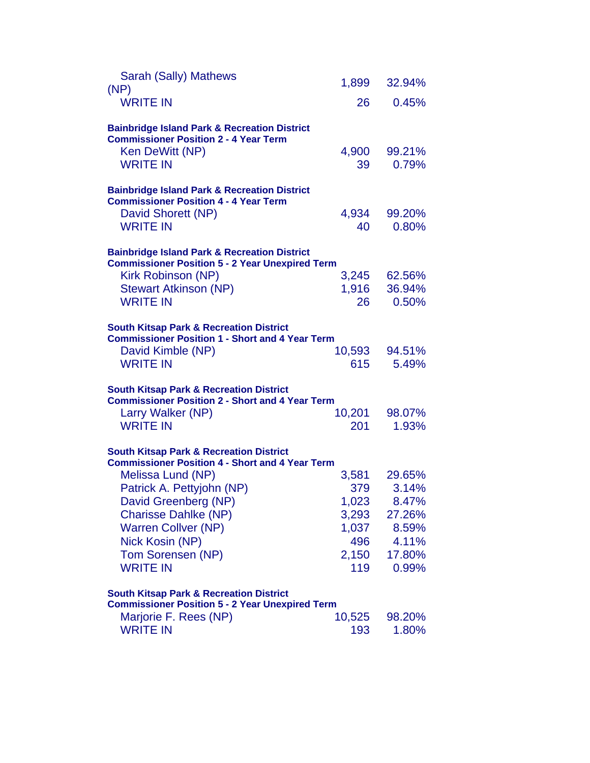| | | |
|---|---|---|
| Sarah (Sally) Mathews (NP) | 1,899 | 32.94% |
| WRITE IN | 26 | 0.45% |

**Bainbridge Island Park & Recreation District**
**Commissioner Position 2 - 4 Year Term**

| | | |
|---|---|---|
| Ken DeWitt (NP) | 4,900 | 99.21% |
| WRITE IN | 39 | 0.79% |

**Bainbridge Island Park & Recreation District**
**Commissioner Position 4 - 4 Year Term**

| | | |
|---|---|---|
| David Shorett (NP) | 4,934 | 99.20% |
| WRITE IN | 40 | 0.80% |

**Bainbridge Island Park & Recreation District**
**Commissioner Position 5 - 2 Year Unexpired Term**

| | | |
|---|---|---|
| Kirk Robinson (NP) | 3,245 | 62.56% |
| Stewart Atkinson (NP) | 1,916 | 36.94% |
| WRITE IN | 26 | 0.50% |

**South Kitsap Park & Recreation District**
**Commissioner Position 1 - Short and 4 Year Term**

| | | |
|---|---|---|
| David Kimble (NP) | 10,593 | 94.51% |
| WRITE IN | 615 | 5.49% |

**South Kitsap Park & Recreation District**
**Commissioner Position 2 - Short and 4 Year Term**

| | | |
|---|---|---|
| Larry Walker (NP) | 10,201 | 98.07% |
| WRITE IN | 201 | 1.93% |

**South Kitsap Park & Recreation District**
**Commissioner Position 4 - Short and 4 Year Term**

| | | |
|---|---|---|
| Melissa Lund (NP) | 3,581 | 29.65% |
| Patrick A. Pettyjohn (NP) | 379 | 3.14% |
| David Greenberg (NP) | 1,023 | 8.47% |
| Charisse Dahlke (NP) | 3,293 | 27.26% |
| Warren Collver (NP) | 1,037 | 8.59% |
| Nick Kosin (NP) | 496 | 4.11% |
| Tom Sorensen (NP) | 2,150 | 17.80% |
| WRITE IN | 119 | 0.99% |

**South Kitsap Park & Recreation District**
**Commissioner Position 5 - 2 Year Unexpired Term**

| | | |
|---|---|---|
| Marjorie F. Rees (NP) | 10,525 | 98.20% |
| WRITE IN | 193 | 1.80% |